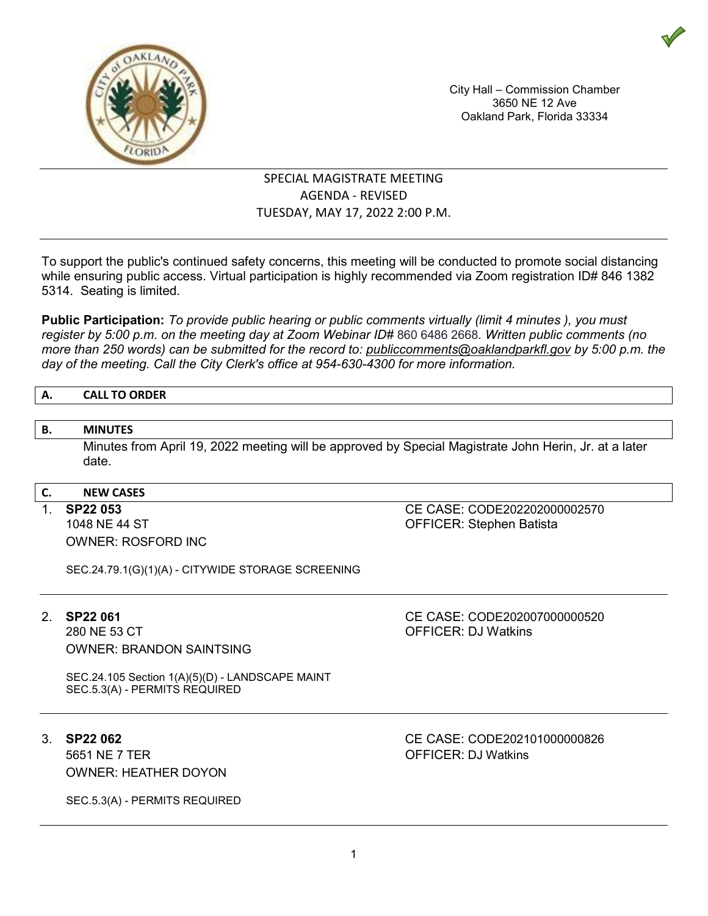City Hall – Commission Chamber
3650 NE 12 Ave
Oakland Park, Florida 33334

# SPECIAL MAGISTRATE MEETING
## AGENDA - REVISED
## TUESDAY, MAY 17, 2022 2:00 P.M.

To support the public's continued safety concerns, this meeting will be conducted to promote social distancing while ensuring public access. Virtual participation is highly recommended via Zoom registration ID# 846 1382 5314. Seating is limited.

**Public Participation:** *To provide public hearing or public comments virtually (limit 4 minutes ), you must register by 5:00 p.m. on the meeting day at Zoom Webinar ID#* 860 6486 2668*. Written public comments (no more than 250 words) can be submitted for the record to: publiccomments@oaklandparkfl.gov by 5:00 p.m. the day of the meeting. Call the City Clerk's office at 954-630-4300 for more information.*

### A. CALL TO ORDER

### B. MINUTES

Minutes from April 19, 2022 meeting will be approved by Special Magistrate John Herin, Jr. at a later date.

### C. NEW CASES

1. **SP22 053**
   1048 NE 44 ST
   OWNER: ROSFORD INC
   CE CASE: CODE202202000002570
   OFFICER: Stephen Batista

   SEC.24.79.1(G)(1)(A) - CITYWIDE STORAGE SCREENING

2. **SP22 061**
   280 NE 53 CT
   OWNER: BRANDON SAINTSING
   CE CASE: CODE202007000000520
   OFFICER: DJ Watkins

   SEC.24.105 Section 1(A)(5)(D) - LANDSCAPE MAINT
   SEC.5.3(A) - PERMITS REQUIRED

3. **SP22 062**
   5651 NE 7 TER
   OWNER: HEATHER DOYON
   CE CASE: CODE202101000000826
   OFFICER: DJ Watkins

   SEC.5.3(A) - PERMITS REQUIRED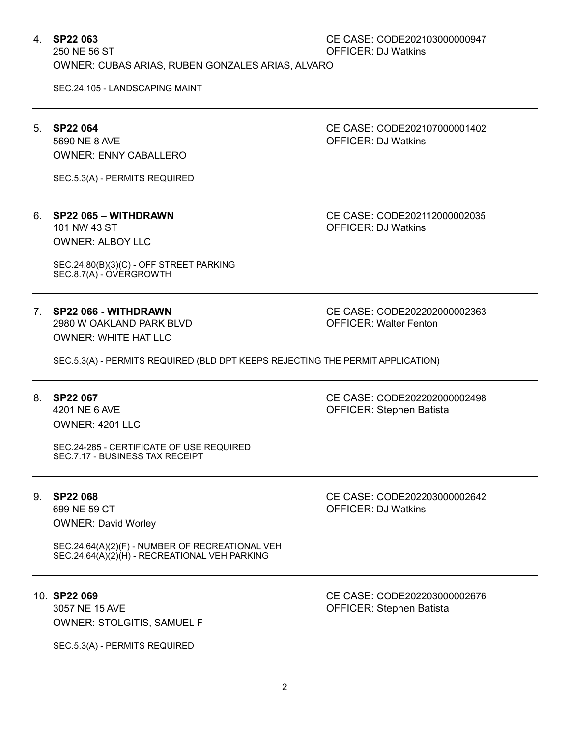4. **SP22 063**
   250 NE 56 ST
   OWNER: CUBAS ARIAS, RUBEN GONZALES ARIAS, ALVARO

   CE CASE: CODE202103000000947
   OFFICER: DJ Watkins

   SEC.24.105 - LANDSCAPING MAINT

---

5. **SP22 064**
   5690 NE 8 AVE
   OWNER: ENNY CABALLERO

   CE CASE: CODE202107000001402
   OFFICER: DJ Watkins

   SEC.5.3(A) - PERMITS REQUIRED

---

6. **SP22 065 – WITHDRAWN**
   101 NW 43 ST
   OWNER: ALBOY LLC

   CE CASE: CODE202112000002035
   OFFICER: DJ Watkins

   SEC.24.80(B)(3)(C) - OFF STREET PARKING
   SEC.8.7(A) - OVERGROWTH

---

7. **SP22 066 - WITHDRAWN**
   2980 W OAKLAND PARK BLVD
   OWNER: WHITE HAT LLC

   CE CASE: CODE202202000002363
   OFFICER: Walter Fenton

   SEC.5.3(A) - PERMITS REQUIRED (BLD DPT KEEPS REJECTING THE PERMIT APPLICATION)

---

8. **SP22 067**
   4201 NE 6 AVE
   OWNER: 4201 LLC

   CE CASE: CODE202202000002498
   OFFICER: Stephen Batista

   SEC.24-285 - CERTIFICATE OF USE REQUIRED
   SEC.7.17 - BUSINESS TAX RECEIPT

---

9. **SP22 068**
   699 NE 59 CT
   OWNER: David Worley

   CE CASE: CODE202203000002642
   OFFICER: DJ Watkins

   SEC.24.64(A)(2)(F) - NUMBER OF RECREATIONAL VEH
   SEC.24.64(A)(2)(H) - RECREATIONAL VEH PARKING

---

10. **SP22 069**
    3057 NE 15 AVE
    OWNER: STOLGITIS, SAMUEL F

    CE CASE: CODE202203000002676
    OFFICER: Stephen Batista

    SEC.5.3(A) - PERMITS REQUIRED

---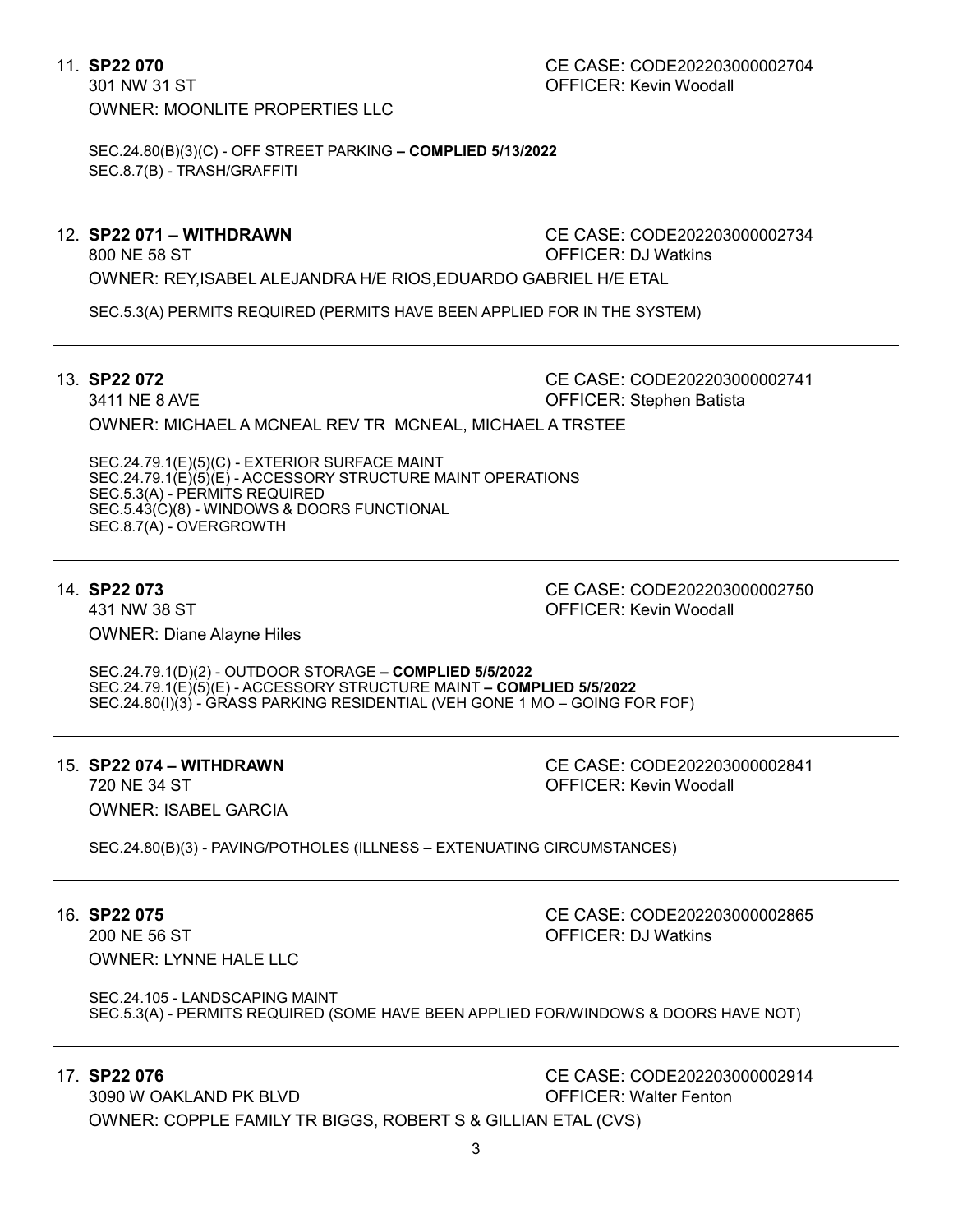11. **SP22 070**  
    301 NW 31 ST  
    OWNER: MOONLITE PROPERTIES LLC  
    CE CASE: CODE202203000002704  
    OFFICER: Kevin Woodall

    SEC.24.80(B)(3)(C) - OFF STREET PARKING **– COMPLIED 5/13/2022**  
    SEC.8.7(B) - TRASH/GRAFFITI

---

12. **SP22 071 – WITHDRAWN**  
    800 NE 58 ST  
    OWNER: REY,ISABEL ALEJANDRA H/E RIOS,EDUARDO GABRIEL H/E ETAL  
    CE CASE: CODE202203000002734  
    OFFICER: DJ Watkins

    SEC.5.3(A) PERMITS REQUIRED (PERMITS HAVE BEEN APPLIED FOR IN THE SYSTEM)

---

13. **SP22 072**  
    3411 NE 8 AVE  
    OWNER: MICHAEL A MCNEAL REV TR MCNEAL, MICHAEL A TRSTEE  
    CE CASE: CODE202203000002741  
    OFFICER: Stephen Batista

    SEC.24.79.1(E)(5)(C) - EXTERIOR SURFACE MAINT  
    SEC.24.79.1(E)(5)(E) - ACCESSORY STRUCTURE MAINT OPERATIONS  
    SEC.5.3(A) - PERMITS REQUIRED  
    SEC.5.43(C)(8) - WINDOWS & DOORS FUNCTIONAL  
    SEC.8.7(A) - OVERGROWTH

---

14. **SP22 073**  
    431 NW 38 ST  
    OWNER: Diane Alayne Hiles  
    CE CASE: CODE202203000002750  
    OFFICER: Kevin Woodall

    SEC.24.79.1(D)(2) - OUTDOOR STORAGE **– COMPLIED 5/5/2022**  
    SEC.24.79.1(E)(5)(E) - ACCESSORY STRUCTURE MAINT **– COMPLIED 5/5/2022**  
    SEC.24.80(I)(3) - GRASS PARKING RESIDENTIAL (VEH GONE 1 MO – GOING FOR FOF)

---

15. **SP22 074 – WITHDRAWN**  
    720 NE 34 ST  
    OWNER: ISABEL GARCIA  
    CE CASE: CODE202203000002841  
    OFFICER: Kevin Woodall

    SEC.24.80(B)(3) - PAVING/POTHOLES (ILLNESS – EXTENUATING CIRCUMSTANCES)

---

16. **SP22 075**  
    200 NE 56 ST  
    OWNER: LYNNE HALE LLC  
    CE CASE: CODE202203000002865  
    OFFICER: DJ Watkins

    SEC.24.105 - LANDSCAPING MAINT  
    SEC.5.3(A) - PERMITS REQUIRED (SOME HAVE BEEN APPLIED FOR/WINDOWS & DOORS HAVE NOT)

---

17. **SP22 076**  
    3090 W OAKLAND PK BLVD  
    OWNER: COPPLE FAMILY TR BIGGS, ROBERT S & GILLIAN ETAL (CVS)  
    CE CASE: CODE202203000002914  
    OFFICER: Walter Fenton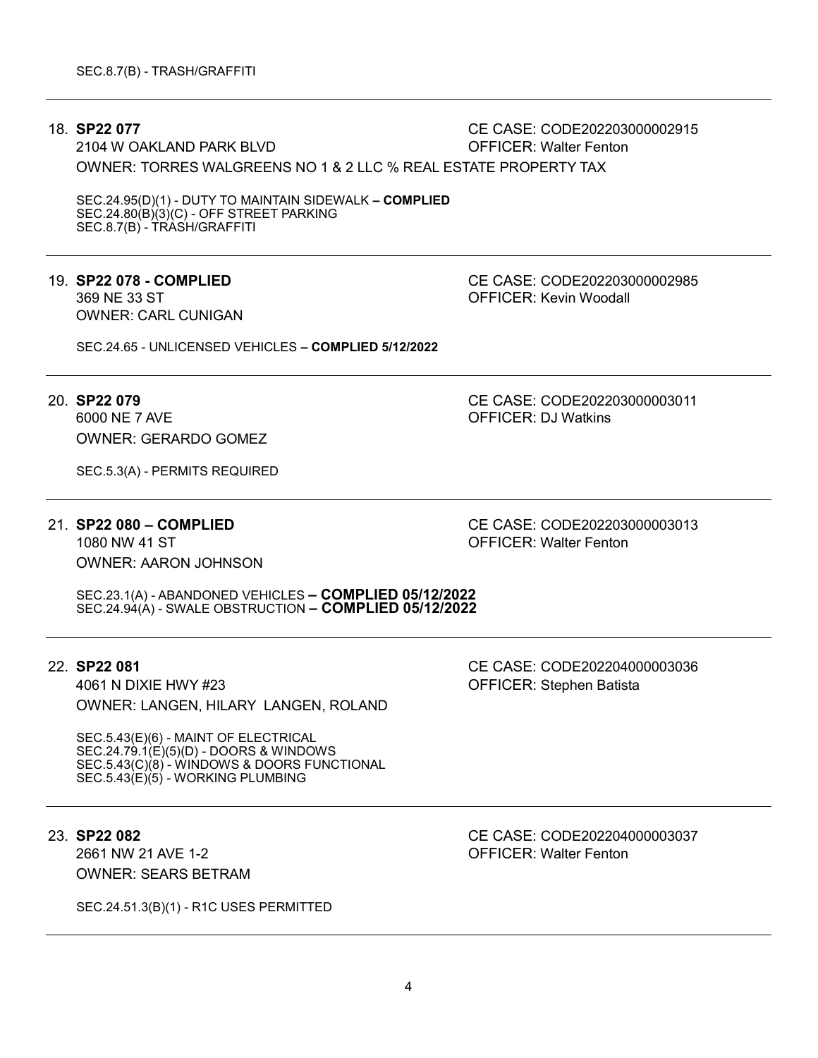SEC.8.7(B) - TRASH/GRAFFITI

---

18. **SP22 077** CE CASE: CODE202203000002915
    2104 W OAKLAND PARK BLVD OFFICER: Walter Fenton
    OWNER: TORRES WALGREENS NO 1 & 2 LLC % REAL ESTATE PROPERTY TAX

    SEC.24.95(D)(1) - DUTY TO MAINTAIN SIDEWALK **– COMPLIED**
    SEC.24.80(B)(3)(C) - OFF STREET PARKING
    SEC.8.7(B) - TRASH/GRAFFITI

---

19. **SP22 078 - COMPLIED** CE CASE: CODE202203000002985
    369 NE 33 ST OFFICER: Kevin Woodall
    OWNER: CARL CUNIGAN

    SEC.24.65 - UNLICENSED VEHICLES **– COMPLIED 5/12/2022**

---

20. **SP22 079** CE CASE: CODE202203000003011
    6000 NE 7 AVE OFFICER: DJ Watkins
    OWNER: GERARDO GOMEZ

    SEC.5.3(A) - PERMITS REQUIRED

---

21. **SP22 080 – COMPLIED** CE CASE: CODE202203000003013
    1080 NW 41 ST OFFICER: Walter Fenton
    OWNER: AARON JOHNSON

    SEC.23.1(A) - ABANDONED VEHICLES **– COMPLIED 05/12/2022**
    SEC.24.94(A) - SWALE OBSTRUCTION **– COMPLIED 05/12/2022**

---

22. **SP22 081** CE CASE: CODE202204000003036
    4061 N DIXIE HWY #23 OFFICER: Stephen Batista
    OWNER: LANGEN, HILARY LANGEN, ROLAND

    SEC.5.43(E)(6) - MAINT OF ELECTRICAL
    SEC.24.79.1(E)(5)(D) - DOORS & WINDOWS
    SEC.5.43(C)(8) - WINDOWS & DOORS FUNCTIONAL
    SEC.5.43(E)(5) - WORKING PLUMBING

---

23. **SP22 082** CE CASE: CODE202204000003037
    2661 NW 21 AVE 1-2 OFFICER: Walter Fenton
    OWNER: SEARS BETRAM

    SEC.24.51.3(B)(1) - R1C USES PERMITTED

---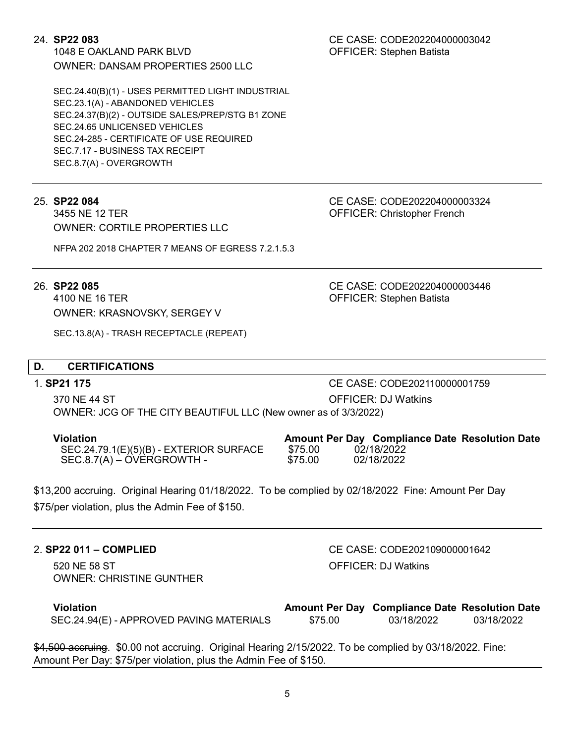24. **SP22 083**
CE CASE: CODE202204000003042
1048 E OAKLAND PARK BLVD
OFFICER: Stephen Batista
OWNER: DANSAM PROPERTIES 2500 LLC

SEC.24.40(B)(1) - USES PERMITTED LIGHT INDUSTRIAL
SEC.23.1(A) - ABANDONED VEHICLES
SEC.24.37(B)(2) - OUTSIDE SALES/PREP/STG B1 ZONE
SEC.24.65 UNLICENSED VEHICLES
SEC.24-285 - CERTIFICATE OF USE REQUIRED
SEC.7.17 - BUSINESS TAX RECEIPT
SEC.8.7(A) - OVERGROWTH

---

25. **SP22 084**
CE CASE: CODE202204000003324
3455 NE 12 TER
OFFICER: Christopher French
OWNER: CORTILE PROPERTIES LLC

NFPA 202 2018 CHAPTER 7 MEANS OF EGRESS 7.2.1.5.3

---

26. **SP22 085**
CE CASE: CODE202204000003446
4100 NE 16 TER
OFFICER: Stephen Batista
OWNER: KRASNOVSKY, SERGEY V

SEC.13.8(A) - TRASH RECEPTACLE (REPEAT)

## D. CERTIFICATIONS

1. **SP21 175**
CE CASE: CODE202110000001759
370 NE 44 ST
OFFICER: DJ Watkins
OWNER: JCG OF THE CITY BEAUTIFUL LLC (New owner as of 3/3/2022)

| Violation | Amount Per Day | Compliance Date | Resolution Date |
|---|---|---|---|
| SEC.24.79.1(E)(5)(B) - EXTERIOR SURFACE | $75.00 | 02/18/2022 | |
| SEC.8.7(A) – OVERGROWTH - | $75.00 | 02/18/2022 | |

$13,200 accruing. Original Hearing 01/18/2022. To be complied by 02/18/2022 Fine: Amount Per Day $75/per violation, plus the Admin Fee of $150.

---

2. **SP22 011 – COMPLIED**
CE CASE: CODE202109000001642
520 NE 58 ST
OFFICER: DJ Watkins
OWNER: CHRISTINE GUNTHER

| Violation | Amount Per Day | Compliance Date | Resolution Date |
|---|---|---|---|
| SEC.24.94(E) - APPROVED PAVING MATERIALS | $75.00 | 03/18/2022 | 03/18/2022 |

~~$4,500 accruing~~. $0.00 not accruing. Original Hearing 2/15/2022. To be complied by 03/18/2022. Fine: Amount Per Day: $75/per violation, plus the Admin Fee of $150.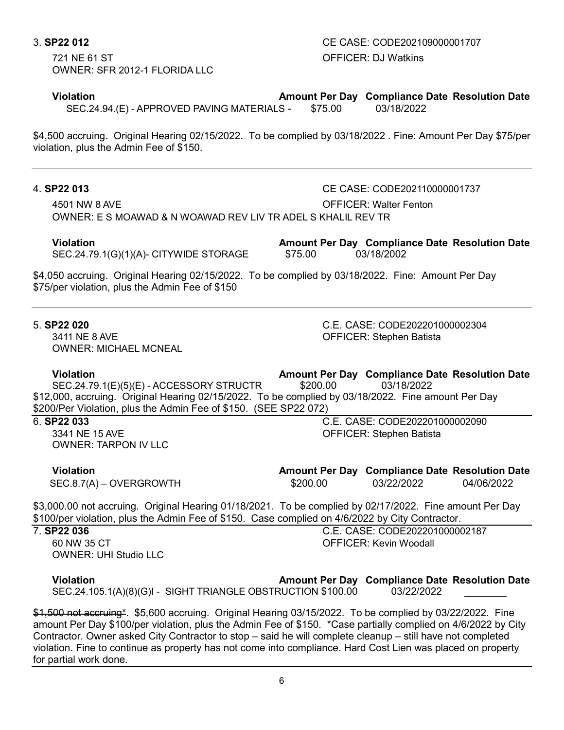3. **SP22 012**

CE CASE: CODE202109000001707

721 NE 61 ST

OFFICER: DJ Watkins

OWNER: SFR 2012-1 FLORIDA LLC

| Violation | Amount Per Day | Compliance Date | Resolution Date |
|---|---|---|---|
| SEC.24.94.(E) - APPROVED PAVING MATERIALS - | $75.00 | 03/18/2022 | |

$4,500 accruing. Original Hearing 02/15/2022. To be complied by 03/18/2022 . Fine: Amount Per Day $75/per violation, plus the Admin Fee of $150.

---

4. **SP22 013**

CE CASE: CODE202110000001737

4501 NW 8 AVE

OFFICER: Walter Fenton

OWNER: E S MOAWAD & N WOAWAD REV LIV TR ADEL S KHALIL REV TR

| Violation | Amount Per Day | Compliance Date | Resolution Date |
|---|---|---|---|
| SEC.24.79.1(G)(1)(A)- CITYWIDE STORAGE | $75.00 | 03/18/2002 | |

$4,050 accruing. Original Hearing 02/15/2022. To be complied by 03/18/2022. Fine: Amount Per Day $75/per violation, plus the Admin Fee of $150

---

5. **SP22 020**

C.E. CASE: CODE202201000002304

3411 NE 8 AVE

OFFICER: Stephen Batista

OWNER: MICHAEL MCNEAL

| Violation | Amount Per Day | Compliance Date | Resolution Date |
|---|---|---|---|
| SEC.24.79.1(E)(5)(E) - ACCESSORY STRUCTR | $200.00 | 03/18/2022 | |

$12,000, accruing. Original Hearing 02/15/2022. To be complied by 03/18/2022. Fine amount Per Day $200/Per Violation, plus the Admin Fee of $150. (SEE SP22 072)

---

6. **SP22 033**

C.E. CASE: CODE202201000002090

3341 NE 15 AVE

OFFICER: Stephen Batista

OWNER: TARPON IV LLC

| Violation | Amount Per Day | Compliance Date | Resolution Date |
|---|---|---|---|
| SEC.8.7(A) – OVERGROWTH | $200.00 | 03/22/2022 | 04/06/2022 |

$3,000.00 not accruing. Original Hearing 01/18/2021. To be complied by 02/17/2022. Fine amount Per Day $100/per violation, plus the Admin Fee of $150. Case complied on 4/6/2022 by City Contractor.

---

7. **SP22 036**

C.E. CASE: CODE202201000002187

60 NW 35 CT

OFFICER: Kevin Woodall

OWNER: UHI Studio LLC

| Violation | Amount Per Day | Compliance Date | Resolution Date |
|---|---|---|---|
| SEC.24.105.1(A)(8)(G)I - SIGHT TRIANGLE OBSTRUCTION | $100.00 | 03/22/2022 | ________ |

~~$1,500 not accruing*~~. $5,600 accruing. Original Hearing 03/15/2022. To be complied by 03/22/2022. Fine amount Per Day $100/per violation, plus the Admin Fee of $150. *Case partially complied on 4/6/2022 by City Contractor. Owner asked City Contractor to stop – said he will complete cleanup – still have not completed violation. Fine to continue as property has not come into compliance. Hard Cost Lien was placed on property for partial work done.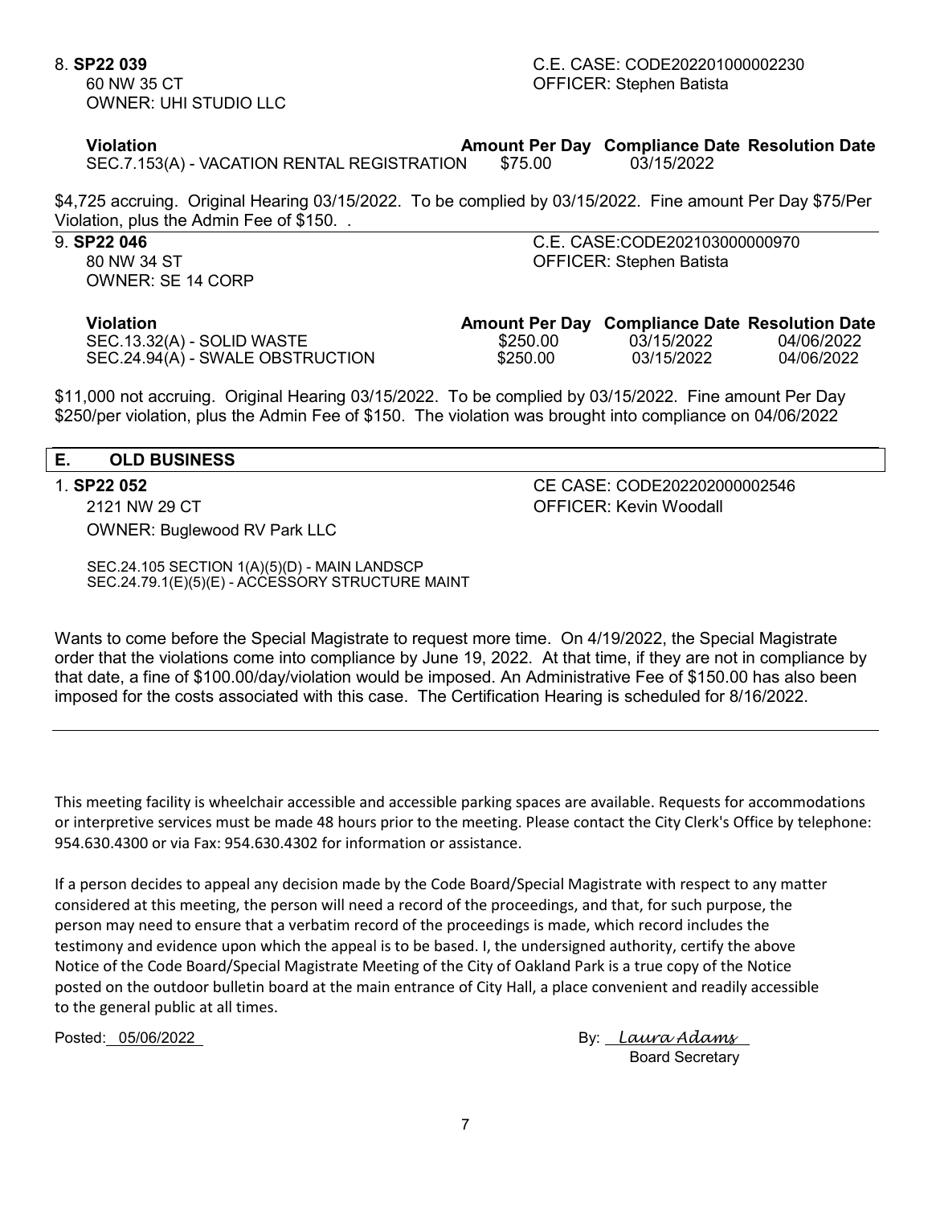8. **SP22 039**
60 NW 35 CT
OWNER: UHI STUDIO LLC

C.E. CASE: CODE202201000002230
OFFICER: Stephen Batista

| Violation | Amount Per Day | Compliance Date | Resolution Date |
|---|---|---|---|
| SEC.7.153(A) - VACATION RENTAL REGISTRATION | $75.00 | 03/15/2022 | |

$4,725 accruing. Original Hearing 03/15/2022. To be complied by 03/15/2022. Fine amount Per Day $75/Per Violation, plus the Admin Fee of $150. .

9. **SP22 046**
80 NW 34 ST
OWNER: SE 14 CORP

C.E. CASE:CODE202103000000970
OFFICER: Stephen Batista

| Violation | Amount Per Day | Compliance Date | Resolution Date |
|---|---|---|---|
| SEC.13.32(A) - SOLID WASTE | $250.00 | 03/15/2022 | 04/06/2022 |
| SEC.24.94(A) - SWALE OBSTRUCTION | $250.00 | 03/15/2022 | 04/06/2022 |

$11,000 not accruing. Original Hearing 03/15/2022. To be complied by 03/15/2022. Fine amount Per Day $250/per violation, plus the Admin Fee of $150. The violation was brought into compliance on 04/06/2022

## E. OLD BUSINESS

1. **SP22 052**
2121 NW 29 CT
OWNER: Buglewood RV Park LLC

CE CASE: CODE202202000002546
OFFICER: Kevin Woodall

SEC.24.105 SECTION 1(A)(5)(D) - MAIN LANDSCP
SEC.24.79.1(E)(5)(E) - ACCESSORY STRUCTURE MAINT

Wants to come before the Special Magistrate to request more time. On 4/19/2022, the Special Magistrate order that the violations come into compliance by June 19, 2022. At that time, if they are not in compliance by that date, a fine of $100.00/day/violation would be imposed. An Administrative Fee of $150.00 has also been imposed for the costs associated with this case. The Certification Hearing is scheduled for 8/16/2022.

This meeting facility is wheelchair accessible and accessible parking spaces are available. Requests for accommodations or interpretive services must be made 48 hours prior to the meeting. Please contact the City Clerk's Office by telephone: 954.630.4300 or via Fax: 954.630.4302 for information or assistance.

If a person decides to appeal any decision made by the Code Board/Special Magistrate with respect to any matter considered at this meeting, the person will need a record of the proceedings, and that, for such purpose, the person may need to ensure that a verbatim record of the proceedings is made, which record includes the testimony and evidence upon which the appeal is to be based. I, the undersigned authority, certify the above Notice of the Code Board/Special Magistrate Meeting of the City of Oakland Park is a true copy of the Notice posted on the outdoor bulletin board at the main entrance of City Hall, a place convenient and readily accessible to the general public at all times.

Posted: 05/06/2022

By: *Laura Adams*
Board Secretary